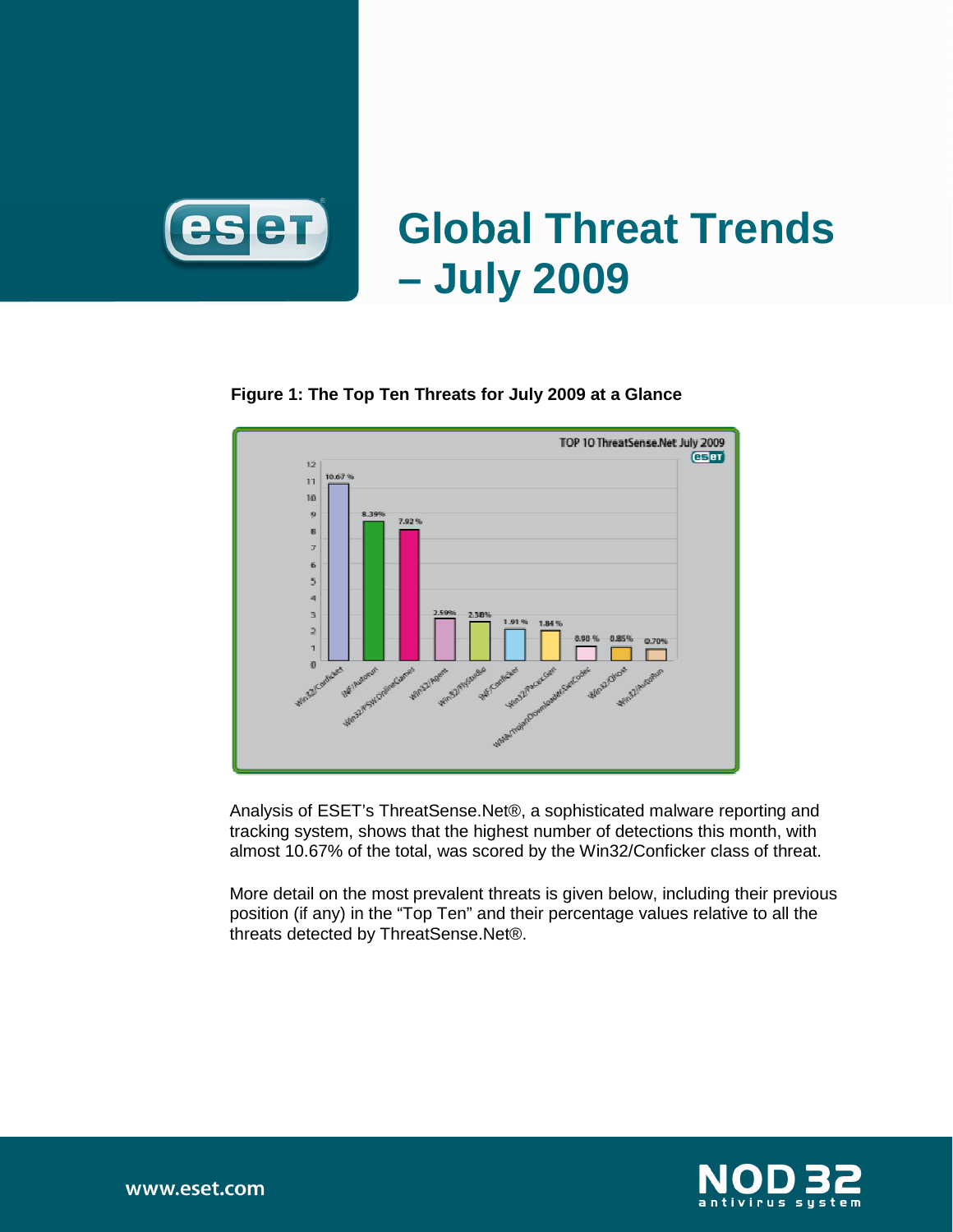# Global Threat Trends – July 2009

**Figure 1: The Top Ten Threats for July 2009 at a Glance**

Analysis of ESET's ThreatSense.Net®, a sophisticated malware reporting and tracking system, shows that the highest number of detections this month, with almost 10.67% of the total, was scored by the Win32/Conficker class of threat.

More detail on the most prevalent threats is given below, including their previous position (if any) in the "Top Ten" and their percentage values relative to all the threats detected by ThreatSense.Net®.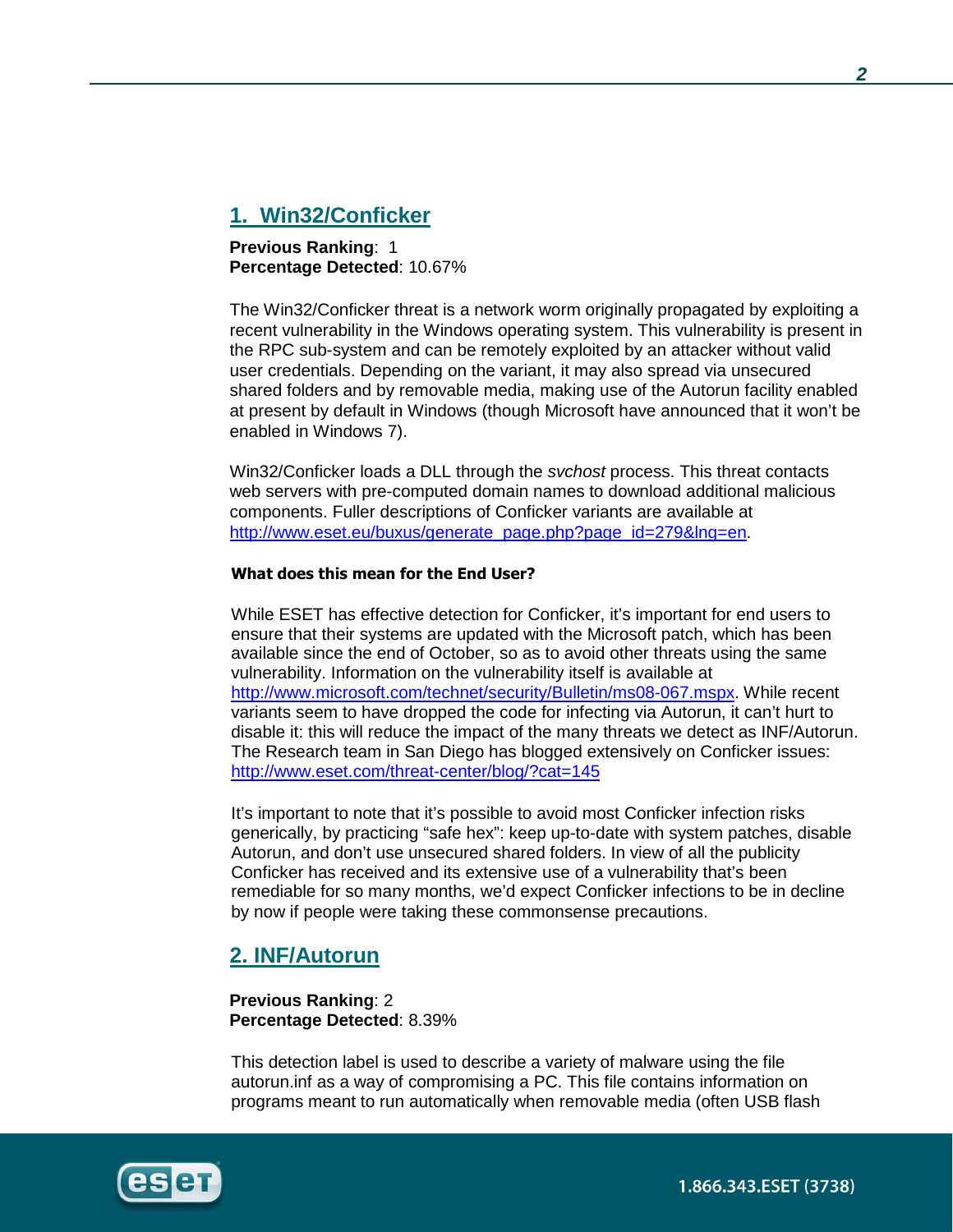## 1. Win32/Conficker

**Previous Ranking**: 1
**Percentage Detected**: 10.67%

The Win32/Conficker threat is a network worm originally propagated by exploiting a recent vulnerability in the Windows operating system. This vulnerability is present in the RPC sub-system and can be remotely exploited by an attacker without valid user credentials. Depending on the variant, it may also spread via unsecured shared folders and by removable media, making use of the Autorun facility enabled at present by default in Windows (though Microsoft have announced that it won't be enabled in Windows 7).

Win32/Conficker loads a DLL through the *svchost* process. This threat contacts web servers with pre-computed domain names to download additional malicious components. Fuller descriptions of Conficker variants are available at http://www.eset.eu/buxus/generate_page.php?page_id=279&lng=en.

**What does this mean for the End User?**

While ESET has effective detection for Conficker, it's important for end users to ensure that their systems are updated with the Microsoft patch, which has been available since the end of October, so as to avoid other threats using the same vulnerability. Information on the vulnerability itself is available at http://www.microsoft.com/technet/security/Bulletin/ms08-067.mspx. While recent variants seem to have dropped the code for infecting via Autorun, it can't hurt to disable it: this will reduce the impact of the many threats we detect as INF/Autorun. The Research team in San Diego has blogged extensively on Conficker issues: http://www.eset.com/threat-center/blog/?cat=145

It's important to note that it's possible to avoid most Conficker infection risks generically, by practicing "safe hex": keep up-to-date with system patches, disable Autorun, and don't use unsecured shared folders. In view of all the publicity Conficker has received and its extensive use of a vulnerability that's been remediable for so many months, we'd expect Conficker infections to be in decline by now if people were taking these commonsense precautions.

## 2. INF/Autorun

**Previous Ranking**: 2
**Percentage Detected**: 8.39%

This detection label is used to describe a variety of malware using the file autorun.inf as a way of compromising a PC. This file contains information on programs meant to run automatically when removable media (often USB flash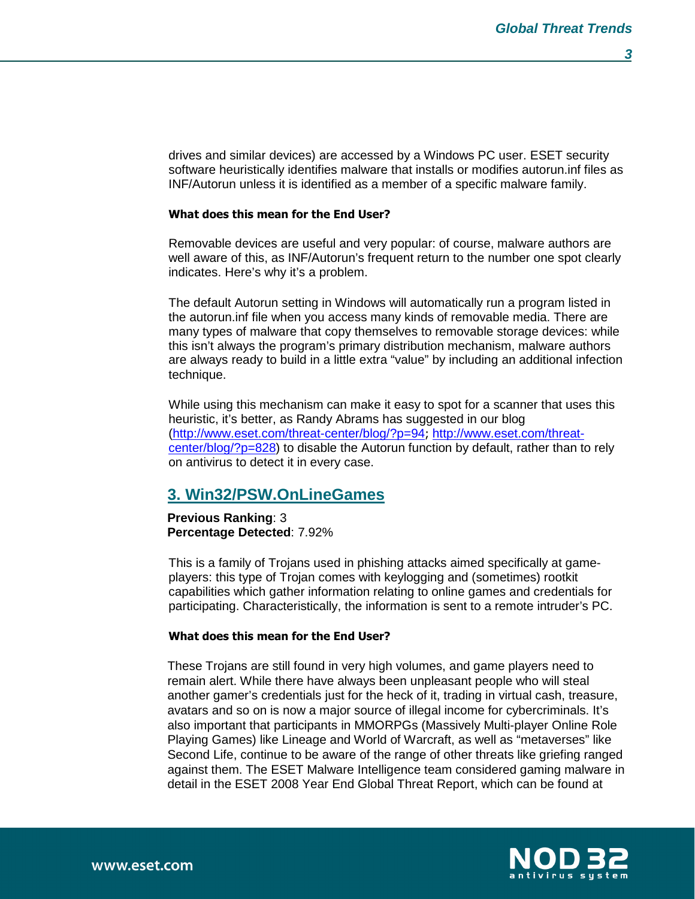drives and similar devices) are accessed by a Windows PC user. ESET security software heuristically identifies malware that installs or modifies autorun.inf files as INF/Autorun unless it is identified as a member of a specific malware family.

**What does this mean for the End User?**

Removable devices are useful and very popular: of course, malware authors are well aware of this, as INF/Autorun's frequent return to the number one spot clearly indicates. Here's why it's a problem.

The default Autorun setting in Windows will automatically run a program listed in the autorun.inf file when you access many kinds of removable media. There are many types of malware that copy themselves to removable storage devices: while this isn't always the program's primary distribution mechanism, malware authors are always ready to build in a little extra "value" by including an additional infection technique.

While using this mechanism can make it easy to spot for a scanner that uses this heuristic, it's better, as Randy Abrams has suggested in our blog (http://www.eset.com/threat-center/blog/?p=94; http://www.eset.com/threat-center/blog/?p=828) to disable the Autorun function by default, rather than to rely on antivirus to detect it in every case.

## 3. Win32/PSW.OnLineGames

**Previous Ranking**: 3
**Percentage Detected**: 7.92%

This is a family of Trojans used in phishing attacks aimed specifically at game-players: this type of Trojan comes with keylogging and (sometimes) rootkit capabilities which gather information relating to online games and credentials for participating. Characteristically, the information is sent to a remote intruder's PC.

**What does this mean for the End User?**

These Trojans are still found in very high volumes, and game players need to remain alert. While there have always been unpleasant people who will steal another gamer's credentials just for the heck of it, trading in virtual cash, treasure, avatars and so on is now a major source of illegal income for cybercriminals. It's also important that participants in MMORPGs (Massively Multi-player Online Role Playing Games) like Lineage and World of Warcraft, as well as "metaverses" like Second Life, continue to be aware of the range of other threats like griefing ranged against them. The ESET Malware Intelligence team considered gaming malware in detail in the ESET 2008 Year End Global Threat Report, which can be found at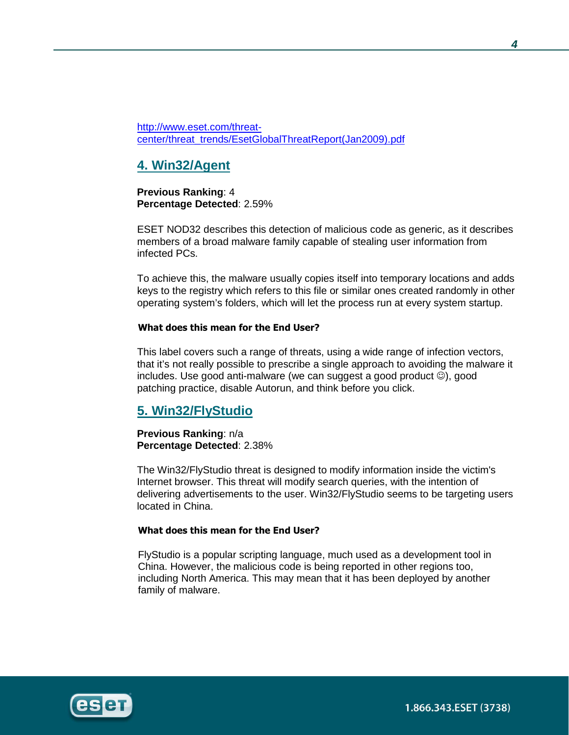http://www.eset.com/threat-center/threat_trends/EsetGlobalThreatReport(Jan2009).pdf

## 4. Win32/Agent

**Previous Ranking**: 4
**Percentage Detected**: 2.59%

ESET NOD32 describes this detection of malicious code as generic, as it describes members of a broad malware family capable of stealing user information from infected PCs.

To achieve this, the malware usually copies itself into temporary locations and adds keys to the registry which refers to this file or similar ones created randomly in other operating system's folders, which will let the process run at every system startup.

**What does this mean for the End User?**

This label covers such a range of threats, using a wide range of infection vectors, that it's not really possible to prescribe a single approach to avoiding the malware it includes. Use good anti-malware (we can suggest a good product ☺), good patching practice, disable Autorun, and think before you click.

## 5. Win32/FlyStudio

**Previous Ranking**: n/a
**Percentage Detected**: 2.38%

The Win32/FlyStudio threat is designed to modify information inside the victim's Internet browser. This threat will modify search queries, with the intention of delivering advertisements to the user. Win32/FlyStudio seems to be targeting users located in China.

**What does this mean for the End User?**

FlyStudio is a popular scripting language, much used as a development tool in China. However, the malicious code is being reported in other regions too, including North America. This may mean that it has been deployed by another family of malware.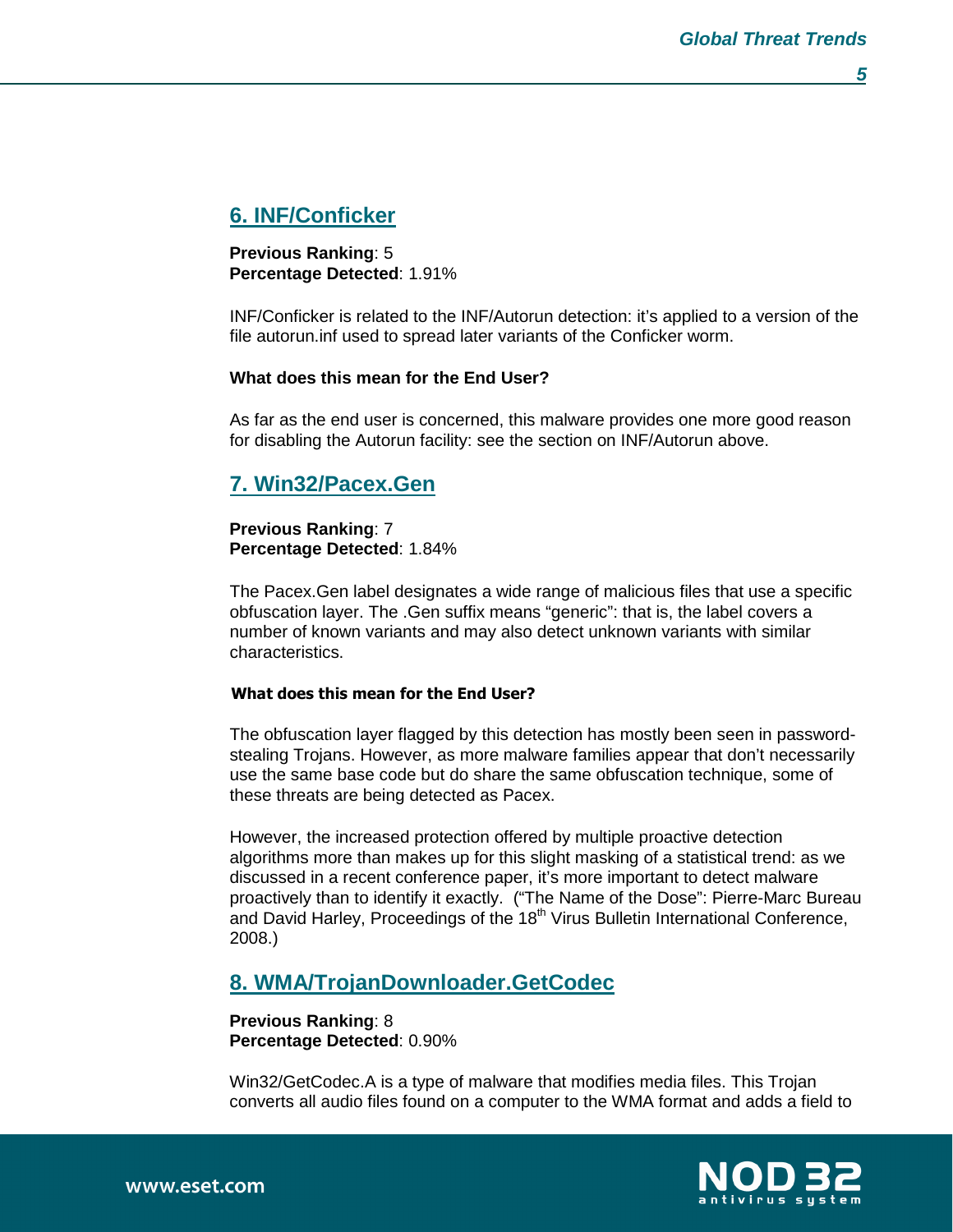## 6. INF/Conficker

**Previous Ranking**: 5
**Percentage Detected**: 1.91%

INF/Conficker is related to the INF/Autorun detection: it's applied to a version of the file autorun.inf used to spread later variants of the Conficker worm.

**What does this mean for the End User?**

As far as the end user is concerned, this malware provides one more good reason for disabling the Autorun facility: see the section on INF/Autorun above.

## 7. Win32/Pacex.Gen

**Previous Ranking**: 7
**Percentage Detected**: 1.84%

The Pacex.Gen label designates a wide range of malicious files that use a specific obfuscation layer. The .Gen suffix means "generic": that is, the label covers a number of known variants and may also detect unknown variants with similar characteristics.

**What does this mean for the End User?**

The obfuscation layer flagged by this detection has mostly been seen in password-stealing Trojans. However, as more malware families appear that don't necessarily use the same base code but do share the same obfuscation technique, some of these threats are being detected as Pacex.

However, the increased protection offered by multiple proactive detection algorithms more than makes up for this slight masking of a statistical trend: as we discussed in a recent conference paper, it's more important to detect malware proactively than to identify it exactly. ("The Name of the Dose": Pierre-Marc Bureau and David Harley, Proceedings of the 18th Virus Bulletin International Conference, 2008.)

## 8. WMA/TrojanDownloader.GetCodec

**Previous Ranking**: 8
**Percentage Detected**: 0.90%

Win32/GetCodec.A is a type of malware that modifies media files. This Trojan converts all audio files found on a computer to the WMA format and adds a field to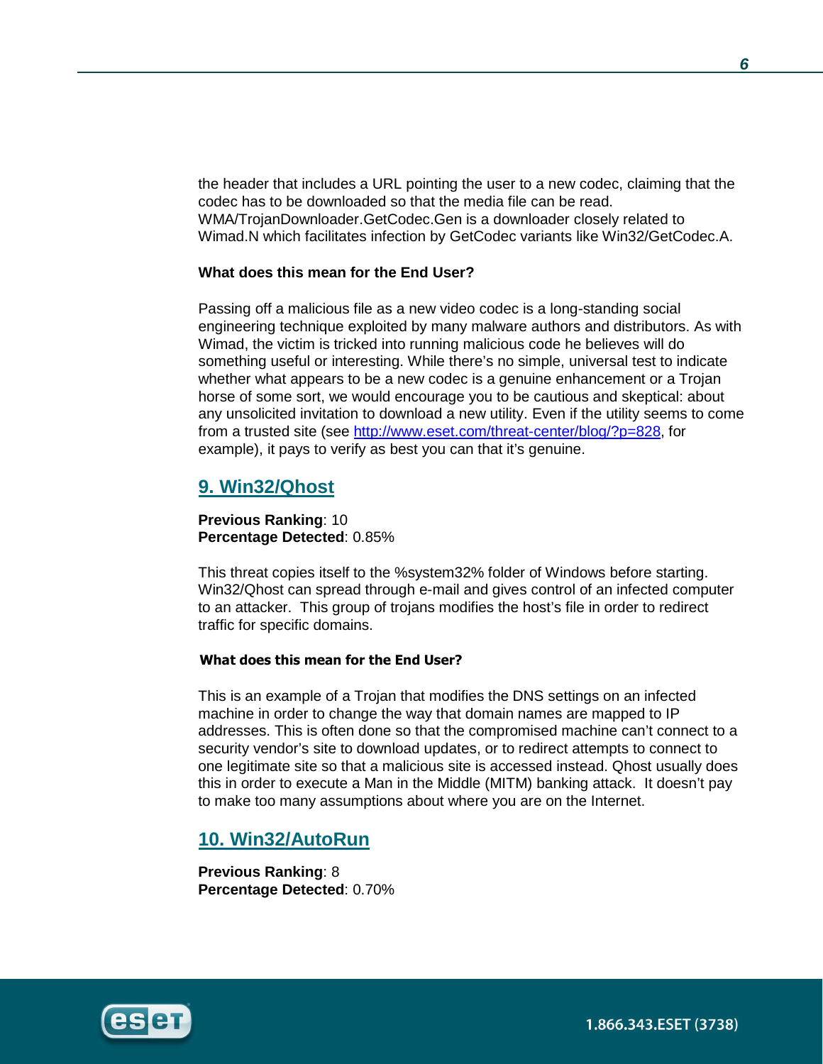the header that includes a URL pointing the user to a new codec, claiming that the codec has to be downloaded so that the media file can be read. WMA/TrojanDownloader.GetCodec.Gen is a downloader closely related to Wimad.N which facilitates infection by GetCodec variants like Win32/GetCodec.A.

**What does this mean for the End User?**

Passing off a malicious file as a new video codec is a long-standing social engineering technique exploited by many malware authors and distributors. As with Wimad, the victim is tricked into running malicious code he believes will do something useful or interesting. While there's no simple, universal test to indicate whether what appears to be a new codec is a genuine enhancement or a Trojan horse of some sort, we would encourage you to be cautious and skeptical: about any unsolicited invitation to download a new utility. Even if the utility seems to come from a trusted site (see http://www.eset.com/threat-center/blog/?p=828, for example), it pays to verify as best you can that it's genuine.

## 9. Win32/Qhost

**Previous Ranking**: 10
**Percentage Detected**: 0.85%

This threat copies itself to the %system32% folder of Windows before starting. Win32/Qhost can spread through e-mail and gives control of an infected computer to an attacker. This group of trojans modifies the host's file in order to redirect traffic for specific domains.

**What does this mean for the End User?**

This is an example of a Trojan that modifies the DNS settings on an infected machine in order to change the way that domain names are mapped to IP addresses. This is often done so that the compromised machine can't connect to a security vendor's site to download updates, or to redirect attempts to connect to one legitimate site so that a malicious site is accessed instead. Qhost usually does this in order to execute a Man in the Middle (MITM) banking attack. It doesn't pay to make too many assumptions about where you are on the Internet.

## 10. Win32/AutoRun

**Previous Ranking**: 8
**Percentage Detected**: 0.70%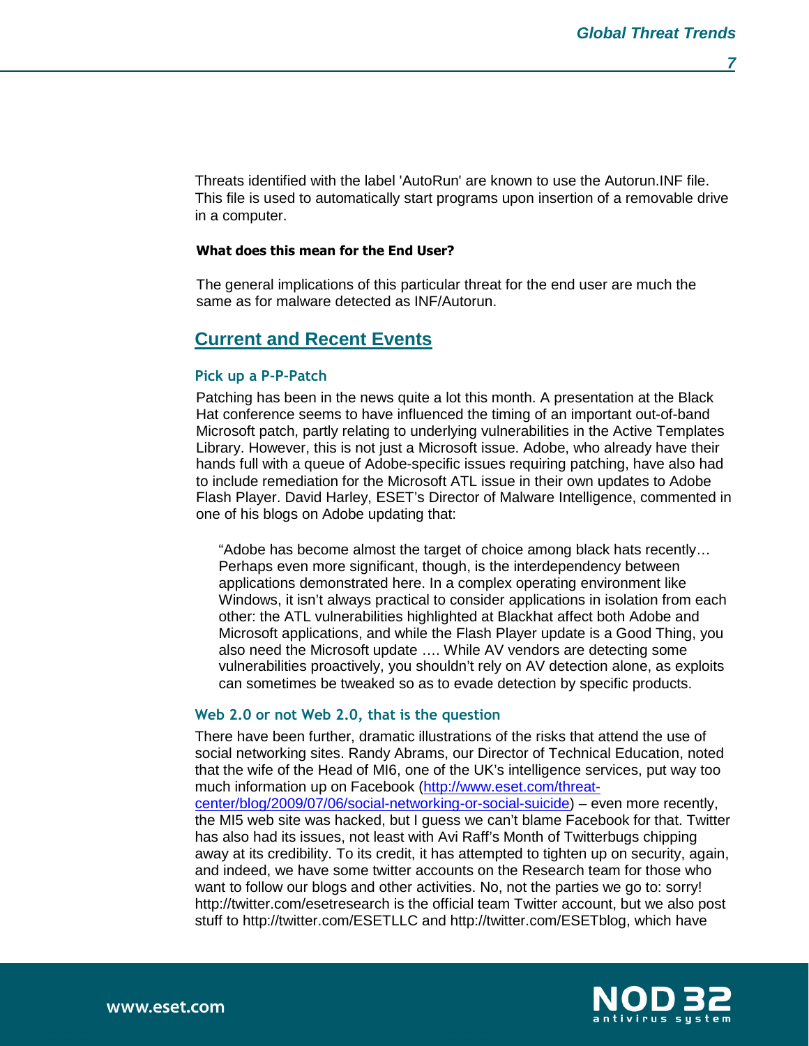Threats identified with the label 'AutoRun' are known to use the Autorun.INF file. This file is used to automatically start programs upon insertion of a removable drive in a computer.

**What does this mean for the End User?**

The general implications of this particular threat for the end user are much the same as for malware detected as INF/Autorun.

## Current and Recent Events

### Pick up a P-P-Patch

Patching has been in the news quite a lot this month. A presentation at the Black Hat conference seems to have influenced the timing of an important out-of-band Microsoft patch, partly relating to underlying vulnerabilities in the Active Templates Library. However, this is not just a Microsoft issue. Adobe, who already have their hands full with a queue of Adobe-specific issues requiring patching, have also had to include remediation for the Microsoft ATL issue in their own updates to Adobe Flash Player. David Harley, ESET's Director of Malware Intelligence, commented in one of his blogs on Adobe updating that:

> "Adobe has become almost the target of choice among black hats recently… Perhaps even more significant, though, is the interdependency between applications demonstrated here. In a complex operating environment like Windows, it isn't always practical to consider applications in isolation from each other: the ATL vulnerabilities highlighted at Blackhat affect both Adobe and Microsoft applications, and while the Flash Player update is a Good Thing, you also need the Microsoft update …. While AV vendors are detecting some vulnerabilities proactively, you shouldn't rely on AV detection alone, as exploits can sometimes be tweaked so as to evade detection by specific products.

### Web 2.0 or not Web 2.0, that is the question

There have been further, dramatic illustrations of the risks that attend the use of social networking sites. Randy Abrams, our Director of Technical Education, noted that the wife of the Head of MI6, one of the UK's intelligence services, put way too much information up on Facebook (http://www.eset.com/threat-center/blog/2009/07/06/social-networking-or-social-suicide) – even more recently, the MI5 web site was hacked, but I guess we can't blame Facebook for that. Twitter has also had its issues, not least with Avi Raff's Month of Twitterbugs chipping away at its credibility. To its credit, it has attempted to tighten up on security, again, and indeed, we have some twitter accounts on the Research team for those who want to follow our blogs and other activities. No, not the parties we go to: sorry! http://twitter.com/esetresearch is the official team Twitter account, but we also post stuff to http://twitter.com/ESETLLC and http://twitter.com/ESETblog, which have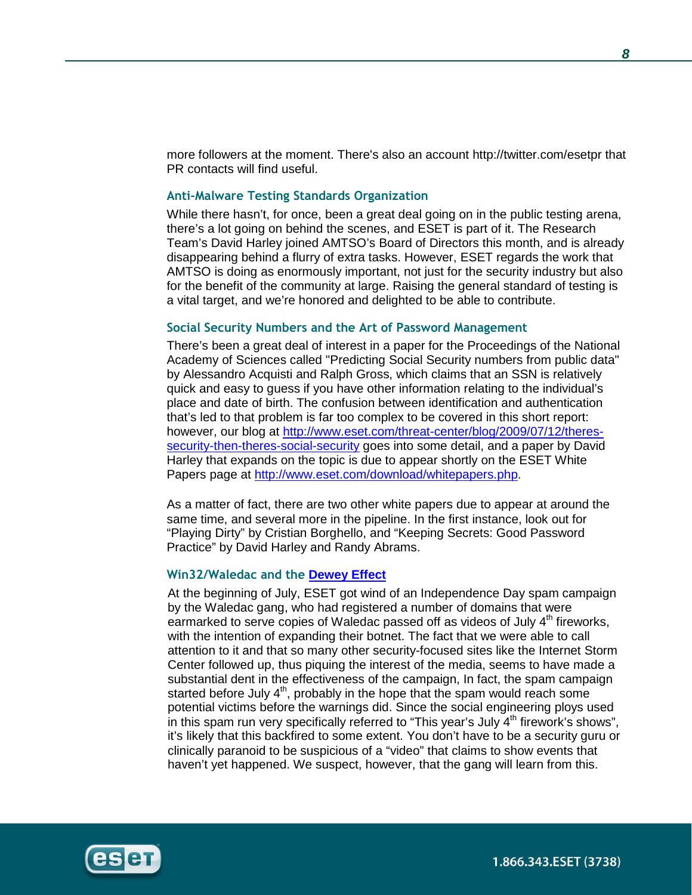more followers at the moment. There's also an account http://twitter.com/esetpr that PR contacts will find useful.

### Anti-Malware Testing Standards Organization

While there hasn't, for once, been a great deal going on in the public testing arena, there's a lot going on behind the scenes, and ESET is part of it. The Research Team's David Harley joined AMTSO's Board of Directors this month, and is already disappearing behind a flurry of extra tasks. However, ESET regards the work that AMTSO is doing as enormously important, not just for the security industry but also for the benefit of the community at large. Raising the general standard of testing is a vital target, and we're honored and delighted to be able to contribute.

### Social Security Numbers and the Art of Password Management

There's been a great deal of interest in a paper for the Proceedings of the National Academy of Sciences called "Predicting Social Security numbers from public data" by Alessandro Acquisti and Ralph Gross, which claims that an SSN is relatively quick and easy to guess if you have other information relating to the individual's place and date of birth. The confusion between identification and authentication that's led to that problem is far too complex to be covered in this short report: however, our blog at [http://www.eset.com/threat-center/blog/2009/07/12/theres-security-then-theres-social-security](http://www.eset.com/threat-center/blog/2009/07/12/theres-security-then-theres-social-security) goes into some detail, and a paper by David Harley that expands on the topic is due to appear shortly on the ESET White Papers page at [http://www.eset.com/download/whitepapers.php](http://www.eset.com/download/whitepapers.php).

As a matter of fact, there are two other white papers due to appear at around the same time, and several more in the pipeline. In the first instance, look out for "Playing Dirty" by Cristian Borghello, and "Keeping Secrets: Good Password Practice" by David Harley and Randy Abrams.

### Win32/Waledac and the Dewey Effect

At the beginning of July, ESET got wind of an Independence Day spam campaign by the Waledac gang, who had registered a number of domains that were earmarked to serve copies of Waledac passed off as videos of July 4th fireworks, with the intention of expanding their botnet. The fact that we were able to call attention to it and that so many other security-focused sites like the Internet Storm Center followed up, thus piquing the interest of the media, seems to have made a substantial dent in the effectiveness of the campaign, In fact, the spam campaign started before July 4th, probably in the hope that the spam would reach some potential victims before the warnings did. Since the social engineering ploys used in this spam run very specifically referred to "This year's July 4th firework's shows", it's likely that this backfired to some extent. You don't have to be a security guru or clinically paranoid to be suspicious of a "video" that claims to show events that haven't yet happened. We suspect, however, that the gang will learn from this.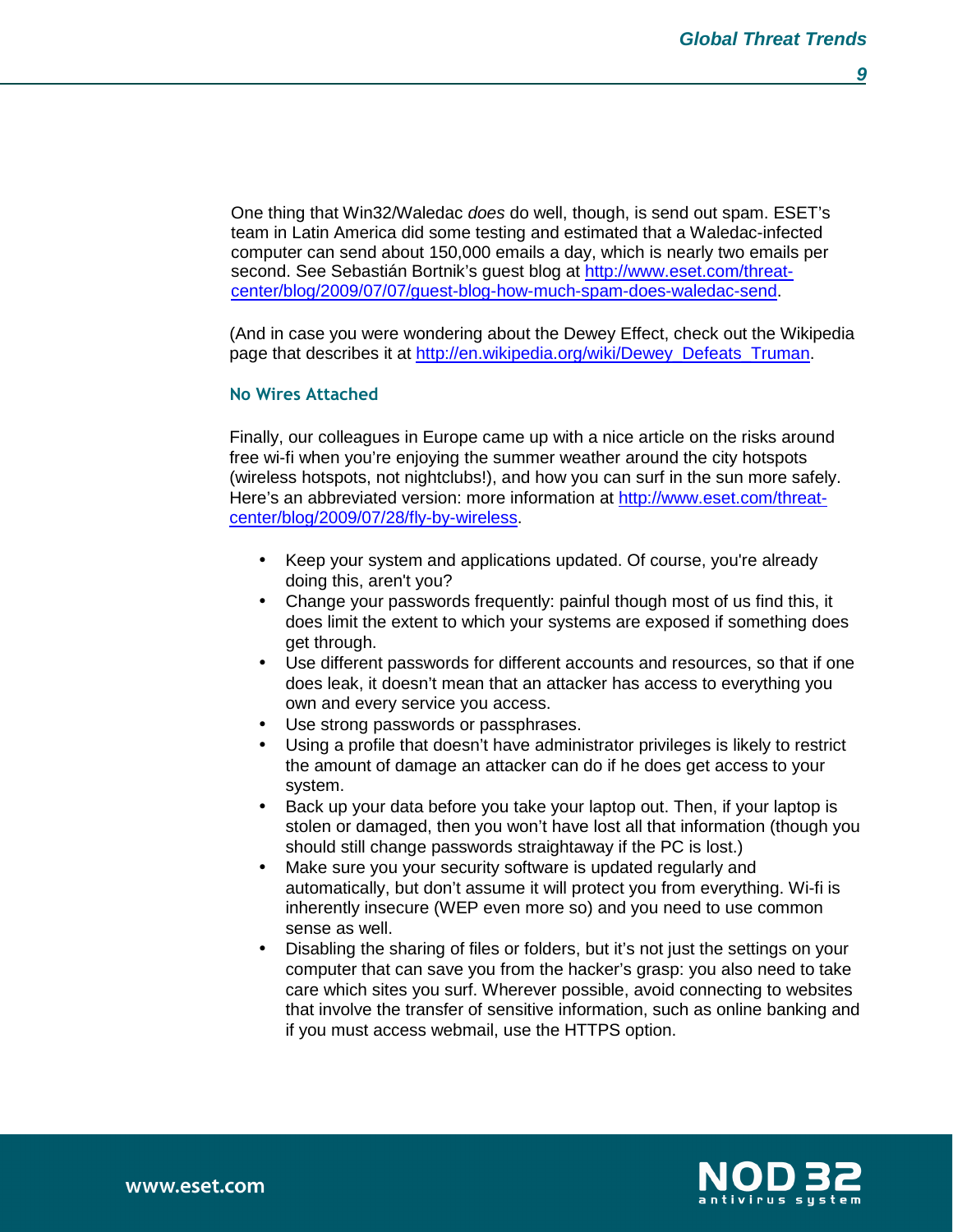One thing that Win32/Waledac *does* do well, though, is send out spam. ESET's team in Latin America did some testing and estimated that a Waledac-infected computer can send about 150,000 emails a day, which is nearly two emails per second. See Sebastián Bortnik's guest blog at http://www.eset.com/threat-center/blog/2009/07/07/guest-blog-how-much-spam-does-waledac-send.

(And in case you were wondering about the Dewey Effect, check out the Wikipedia page that describes it at http://en.wikipedia.org/wiki/Dewey_Defeats_Truman.

### No Wires Attached

Finally, our colleagues in Europe came up with a nice article on the risks around free wi-fi when you're enjoying the summer weather around the city hotspots (wireless hotspots, not nightclubs!), and how you can surf in the sun more safely. Here's an abbreviated version: more information at http://www.eset.com/threat-center/blog/2009/07/28/fly-by-wireless.

- Keep your system and applications updated. Of course, you're already doing this, aren't you?
- Change your passwords frequently: painful though most of us find this, it does limit the extent to which your systems are exposed if something does get through.
- Use different passwords for different accounts and resources, so that if one does leak, it doesn't mean that an attacker has access to everything you own and every service you access.
- Use strong passwords or passphrases.
- Using a profile that doesn't have administrator privileges is likely to restrict the amount of damage an attacker can do if he does get access to your system.
- Back up your data before you take your laptop out. Then, if your laptop is stolen or damaged, then you won't have lost all that information (though you should still change passwords straightaway if the PC is lost.)
- Make sure you your security software is updated regularly and automatically, but don't assume it will protect you from everything. Wi-fi is inherently insecure (WEP even more so) and you need to use common sense as well.
- Disabling the sharing of files or folders, but it's not just the settings on your computer that can save you from the hacker's grasp: you also need to take care which sites you surf. Wherever possible, avoid connecting to websites that involve the transfer of sensitive information, such as online banking and if you must access webmail, use the HTTPS option.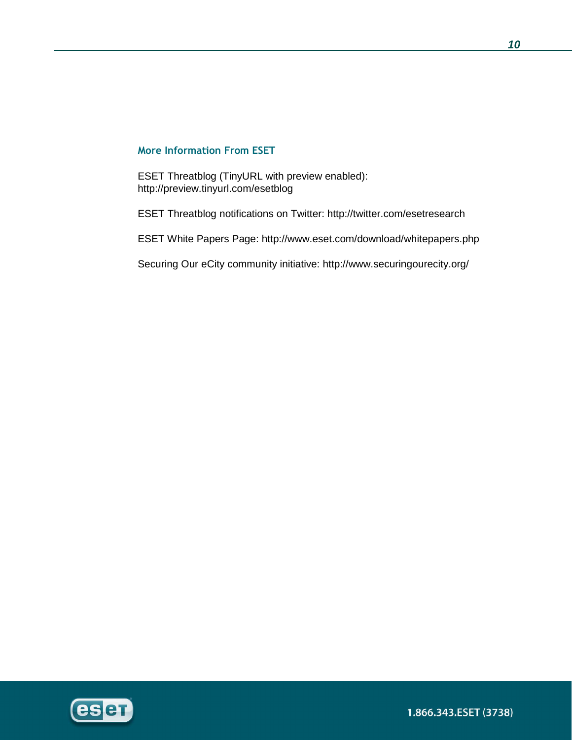### More Information From ESET

ESET Threatblog (TinyURL with preview enabled):
http://preview.tinyurl.com/esetblog

ESET Threatblog notifications on Twitter: http://twitter.com/esetresearch

ESET White Papers Page: http://www.eset.com/download/whitepapers.php

Securing Our eCity community initiative: http://www.securingourecity.org/

1.866.343.ESET (3738)